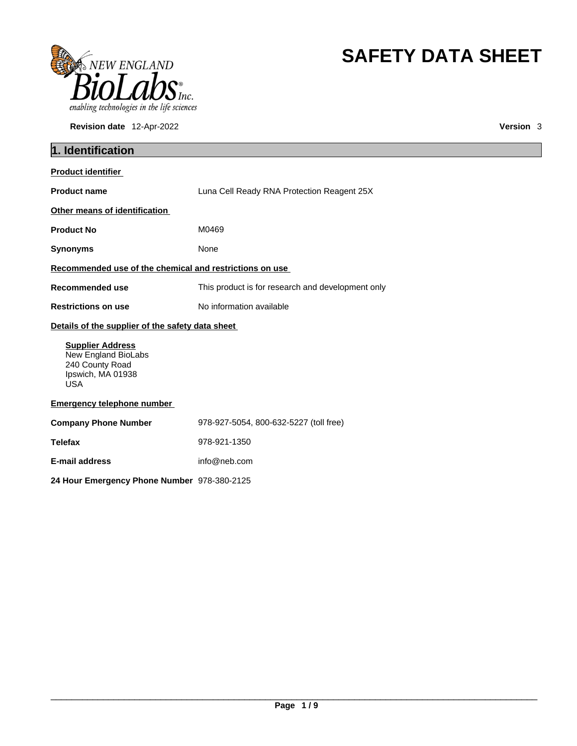# SAFETY DATA SHEET

**Revision date** 12-Apr-2022 **Version** 3

## 1. Identification

**Product identifier**

**Product name** Luna Cell Ready RNA Protection Reagent 25X

**Other means of identification**

**Product No** M0469

**Synonyms** None

**Recommended use of the chemical and restrictions on use**

**Recommended use** This product is for research and development only

**Restrictions on use** No information available

**Details of the supplier of the safety data sheet**

**Supplier Address**
New England BioLabs
240 County Road
Ipswich, MA 01938
USA

**Emergency telephone number**

**Company Phone Number** 978-927-5054, 800-632-5227 (toll free)

**Telefax** 978-921-1350

**E-mail address** info@neb.com

**24 Hour Emergency Phone Number** 978-380-2125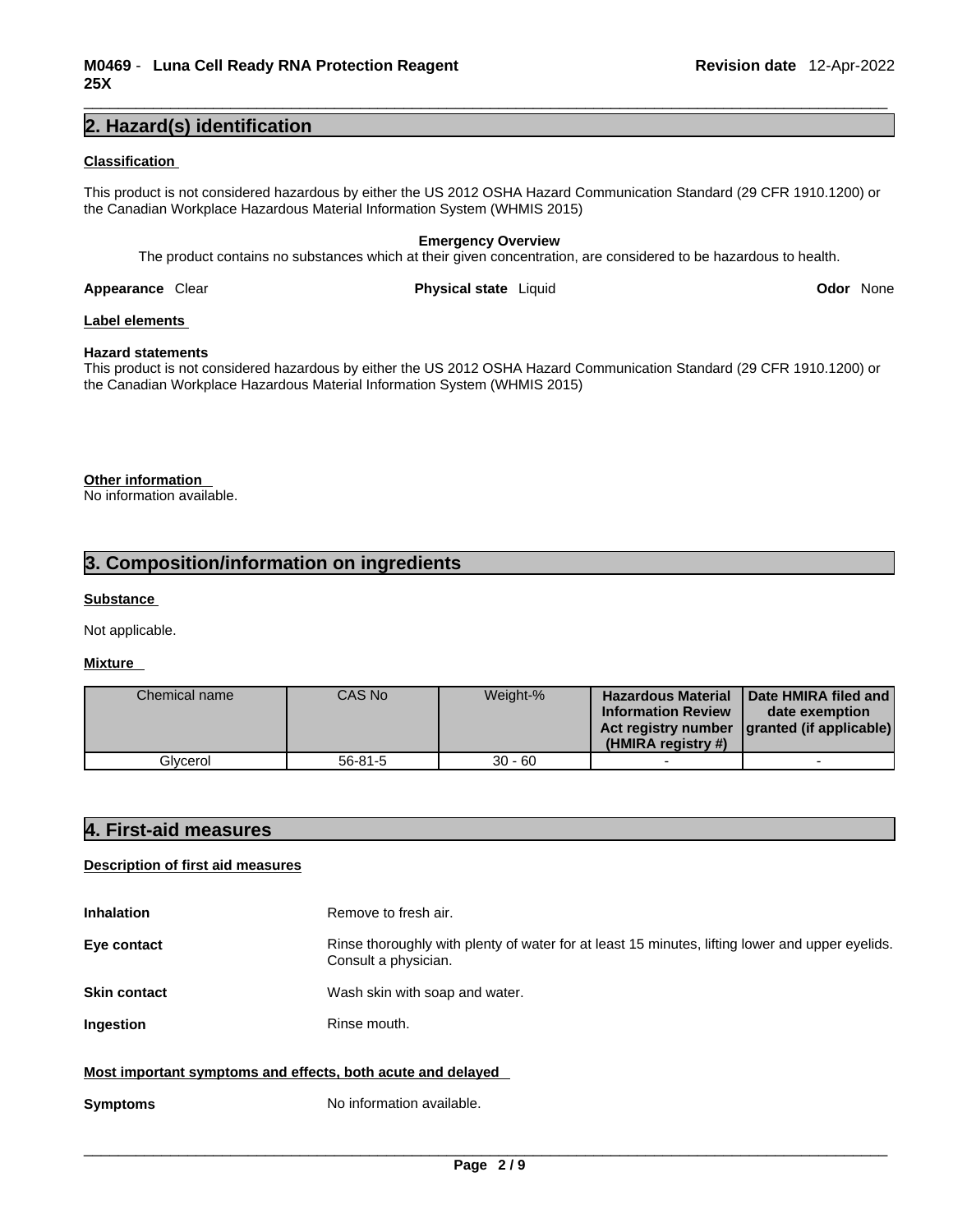## 2. Hazard(s) identification

**Classification**

This product is not considered hazardous by either the US 2012 OSHA Hazard Communication Standard (29 CFR 1910.1200) or the Canadian Workplace Hazardous Material Information System (WHMIS 2015)

**Emergency Overview**

The product contains no substances which at their given concentration, are considered to be hazardous to health.

**Appearance** Clear **Physical state** Liquid **Odor** None

**Label elements**

**Hazard statements**
This product is not considered hazardous by either the US 2012 OSHA Hazard Communication Standard (29 CFR 1910.1200) or the Canadian Workplace Hazardous Material Information System (WHMIS 2015)

**Other information**
No information available.

## 3. Composition/information on ingredients

**Substance**

Not applicable.

**Mixture**

| Chemical name | CAS No | Weight-% | Hazardous Material Information Review Act registry number (HMIRA registry #) | Date HMIRA filed and date exemption granted (if applicable) |
|---|---|---|---|---|
| Glycerol | 56-81-5 | 30 - 60 | - | - |

## 4. First-aid measures

**Description of first aid measures**

**Inhalation** Remove to fresh air.

**Eye contact** Rinse thoroughly with plenty of water for at least 15 minutes, lifting lower and upper eyelids. Consult a physician.

**Skin contact** Wash skin with soap and water.

**Ingestion** Rinse mouth.

**Most important symptoms and effects, both acute and delayed**

**Symptoms** No information available.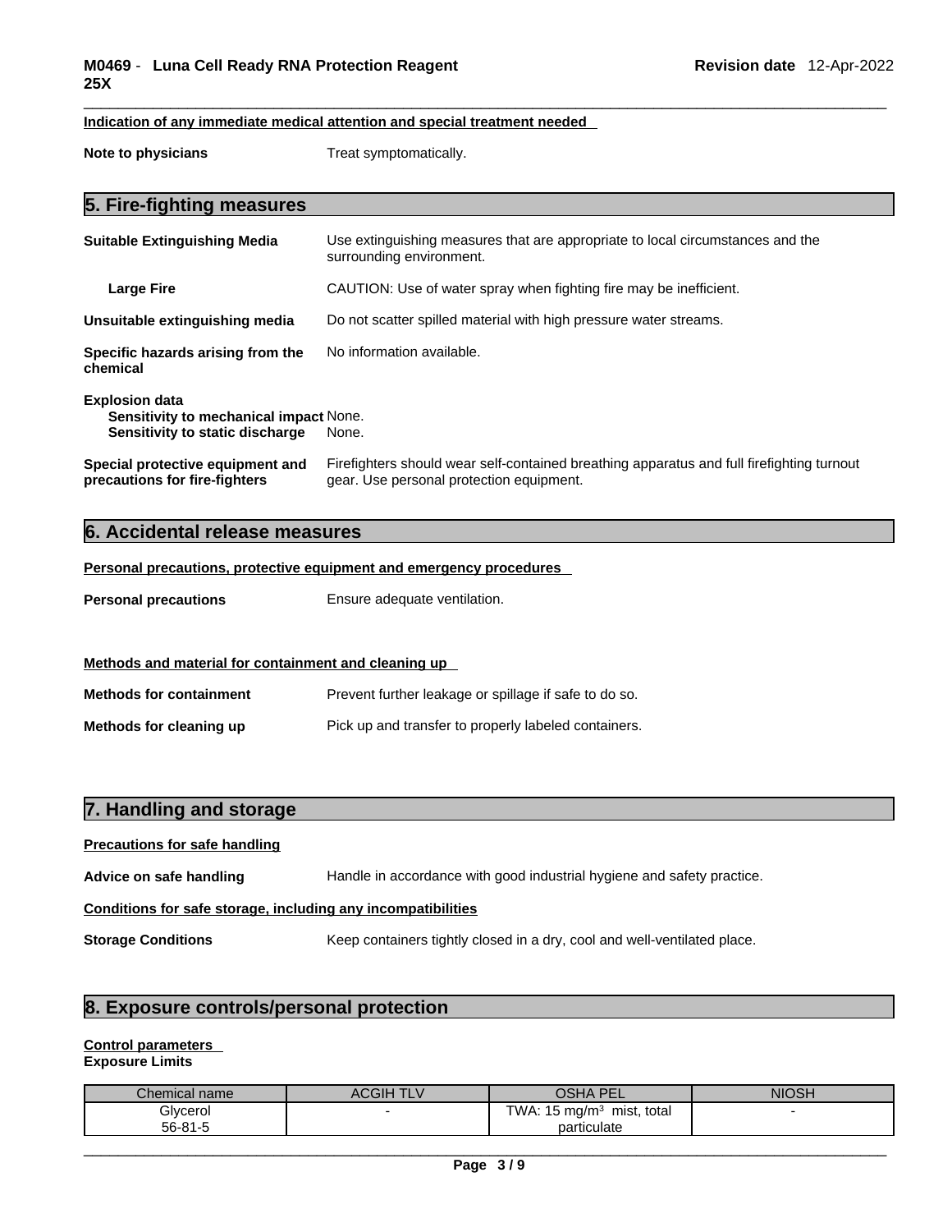**Indication of any immediate medical attention and special treatment needed**

**Note to physicians** Treat symptomatically.

## 5. Fire-fighting measures

**Suitable Extinguishing Media** Use extinguishing measures that are appropriate to local circumstances and the surrounding environment.

**Large Fire** CAUTION: Use of water spray when fighting fire may be inefficient.

**Unsuitable extinguishing media** Do not scatter spilled material with high pressure water streams.

**Specific hazards arising from the chemical** No information available.

**Explosion data**
**Sensitivity to mechanical impact** None.
**Sensitivity to static discharge** None.

**Special protective equipment and precautions for fire-fighters** Firefighters should wear self-contained breathing apparatus and full firefighting turnout gear. Use personal protection equipment.

## 6. Accidental release measures

**Personal precautions, protective equipment and emergency procedures**

**Personal precautions** Ensure adequate ventilation.

**Methods and material for containment and cleaning up**

**Methods for containment** Prevent further leakage or spillage if safe to do so.

**Methods for cleaning up** Pick up and transfer to properly labeled containers.

## 7. Handling and storage

**Precautions for safe handling**

**Advice on safe handling** Handle in accordance with good industrial hygiene and safety practice.

**Conditions for safe storage, including any incompatibilities**

**Storage Conditions** Keep containers tightly closed in a dry, cool and well-ventilated place.

## 8. Exposure controls/personal protection

**Control parameters**
**Exposure Limits**

| Chemical name | ACGIH TLV | OSHA PEL | NIOSH |
|---|---|---|---|
| Glycerol<br>56-81-5 | - | TWA: 15 mg/m³ mist, total particulate | - |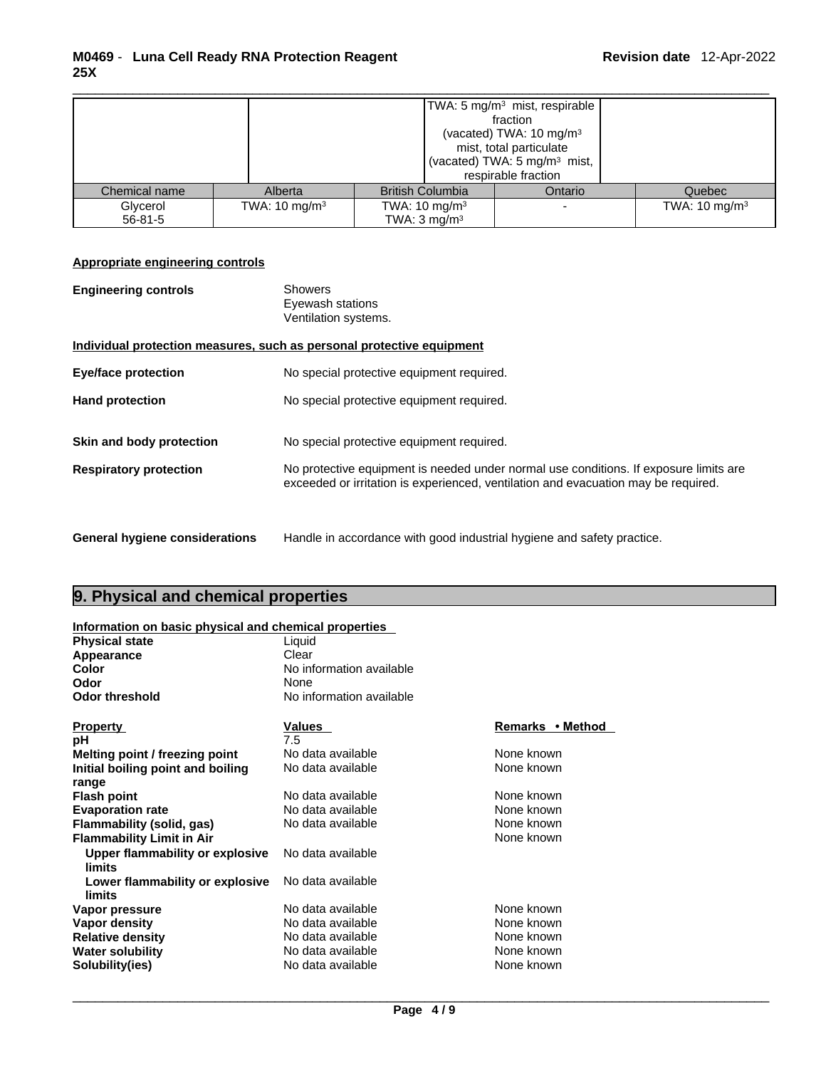| | | | |
|---|---|---|---|
| | | TWA: 5 mg/m³ mist, respirable fraction (vacated) TWA: 10 mg/m³ mist, total particulate (vacated) TWA: 5 mg/m³ mist, respirable fraction | |

| Chemical name | Alberta | British Columbia | Ontario | Quebec |
|---|---|---|---|---|
| Glycerol 56-81-5 | TWA: 10 mg/m³ | TWA: 10 mg/m³ TWA: 3 mg/m³ | - | TWA: 10 mg/m³ |

**Appropriate engineering controls**

**Engineering controls**
Showers
Eyewash stations
Ventilation systems.

**Individual protection measures, such as personal protective equipment**

**Eye/face protection** No special protective equipment required.

**Hand protection** No special protective equipment required.

**Skin and body protection** No special protective equipment required.

**Respiratory protection** No protective equipment is needed under normal use conditions. If exposure limits are exceeded or irritation is experienced, ventilation and evacuation may be required.

**General hygiene considerations** Handle in accordance with good industrial hygiene and safety practice.

## 9. Physical and chemical properties

**Information on basic physical and chemical properties**

| | |
|---|---|
| **Physical state** | Liquid |
| **Appearance** | Clear |
| **Color** | No information available |
| **Odor** | None |
| **Odor threshold** | No information available |

| Property | Values | Remarks • Method |
|---|---|---|
| **pH** | 7.5 | |
| **Melting point / freezing point** | No data available | None known |
| **Initial boiling point and boiling range** | No data available | None known |
| **Flash point** | No data available | None known |
| **Evaporation rate** | No data available | None known |
| **Flammability (solid, gas)** | No data available | None known |
| **Flammability Limit in Air** | | None known |
| **Upper flammability or explosive limits** | No data available | |
| **Lower flammability or explosive limits** | No data available | |
| **Vapor pressure** | No data available | None known |
| **Vapor density** | No data available | None known |
| **Relative density** | No data available | None known |
| **Water solubility** | No data available | None known |
| **Solubility(ies)** | No data available | None known |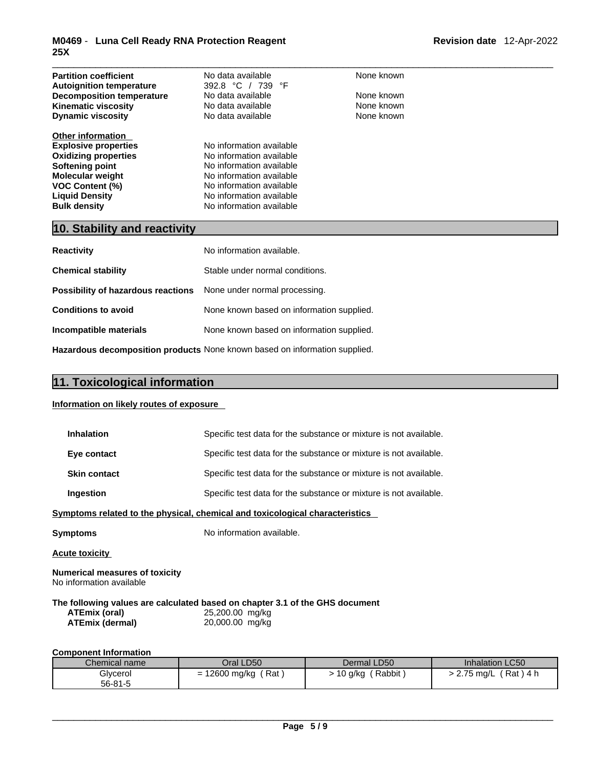| | | |
|---|---|---|
| **Partition coefficient** | No data available | None known |
| **Autoignition temperature** | 392.8 °C / 739 °F | |
| **Decomposition temperature** | No data available | None known |
| **Kinematic viscosity** | No data available | None known |
| **Dynamic viscosity** | No data available | None known |

**Other information**

| | |
|---|---|
| **Explosive properties** | No information available |
| **Oxidizing properties** | No information available |
| **Softening point** | No information available |
| **Molecular weight** | No information available |
| **VOC Content (%)** | No information available |
| **Liquid Density** | No information available |
| **Bulk density** | No information available |

## 10. Stability and reactivity

**Reactivity** No information available.

**Chemical stability** Stable under normal conditions.

**Possibility of hazardous reactions** None under normal processing.

**Conditions to avoid** None known based on information supplied.

**Incompatible materials** None known based on information supplied.

**Hazardous decomposition products** None known based on information supplied.

## 11. Toxicological information

**Information on likely routes of exposure**

**Inhalation** Specific test data for the substance or mixture is not available.

**Eye contact** Specific test data for the substance or mixture is not available.

**Skin contact** Specific test data for the substance or mixture is not available.

**Ingestion** Specific test data for the substance or mixture is not available.

**Symptoms related to the physical, chemical and toxicological characteristics**

**Symptoms** No information available.

**Acute toxicity**

**Numerical measures of toxicity**
No information available

**The following values are calculated based on chapter 3.1 of the GHS document**

| | |
|---|---|
| **ATEmix (oral)** | 25,200.00 mg/kg |
| **ATEmix (dermal)** | 20,000.00 mg/kg |

**Component Information**

| Chemical name | Oral LD50 | Dermal LD50 | Inhalation LC50 |
|---|---|---|---|
| Glycerol 56-81-5 | = 12600 mg/kg ( Rat ) | > 10 g/kg ( Rabbit ) | > 2.75 mg/L ( Rat ) 4 h |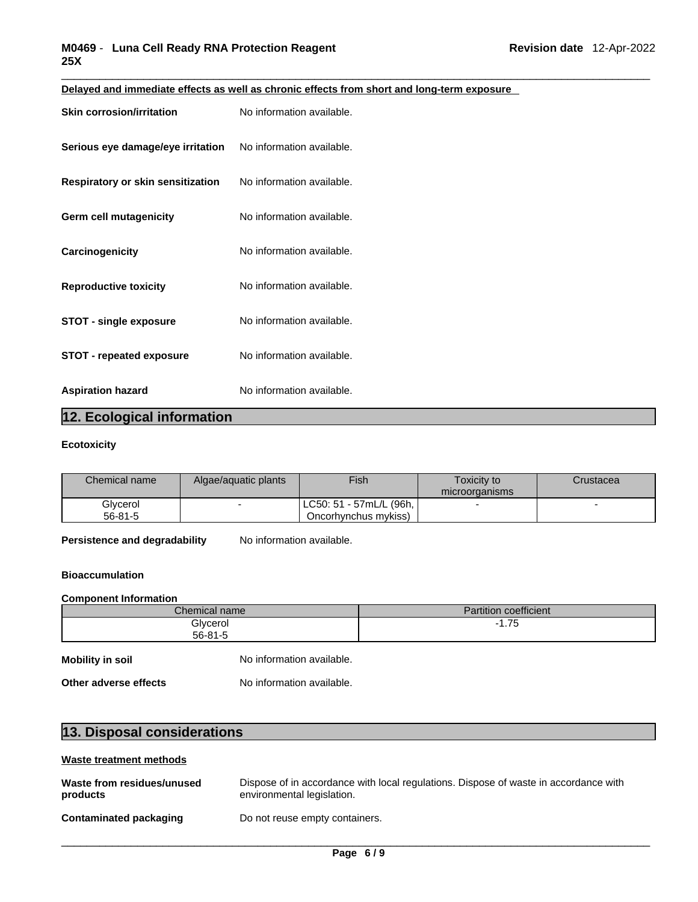**Delayed and immediate effects as well as chronic effects from short and long-term exposure**

**Skin corrosion/irritation** No information available.

**Serious eye damage/eye irritation** No information available.

**Respiratory or skin sensitization** No information available.

**Germ cell mutagenicity** No information available.

**Carcinogenicity** No information available.

**Reproductive toxicity** No information available.

**STOT - single exposure** No information available.

**STOT - repeated exposure** No information available.

**Aspiration hazard** No information available.

## 12. Ecological information

**Ecotoxicity**

| Chemical name | Algae/aquatic plants | Fish | Toxicity to microorganisms | Crustacea |
|---|---|---|---|---|
| Glycerol 56-81-5 | - | LC50: 51 - 57mL/L (96h, Oncorhynchus mykiss) | - | - |

**Persistence and degradability** No information available.

**Bioaccumulation**

**Component Information**

| Chemical name | Partition coefficient |
|---|---|
| Glycerol 56-81-5 | -1.75 |

**Mobility in soil** No information available.

**Other adverse effects** No information available.

## 13. Disposal considerations

**Waste treatment methods**

**Waste from residues/unused products** Dispose of in accordance with local regulations. Dispose of waste in accordance with environmental legislation.

**Contaminated packaging** Do not reuse empty containers.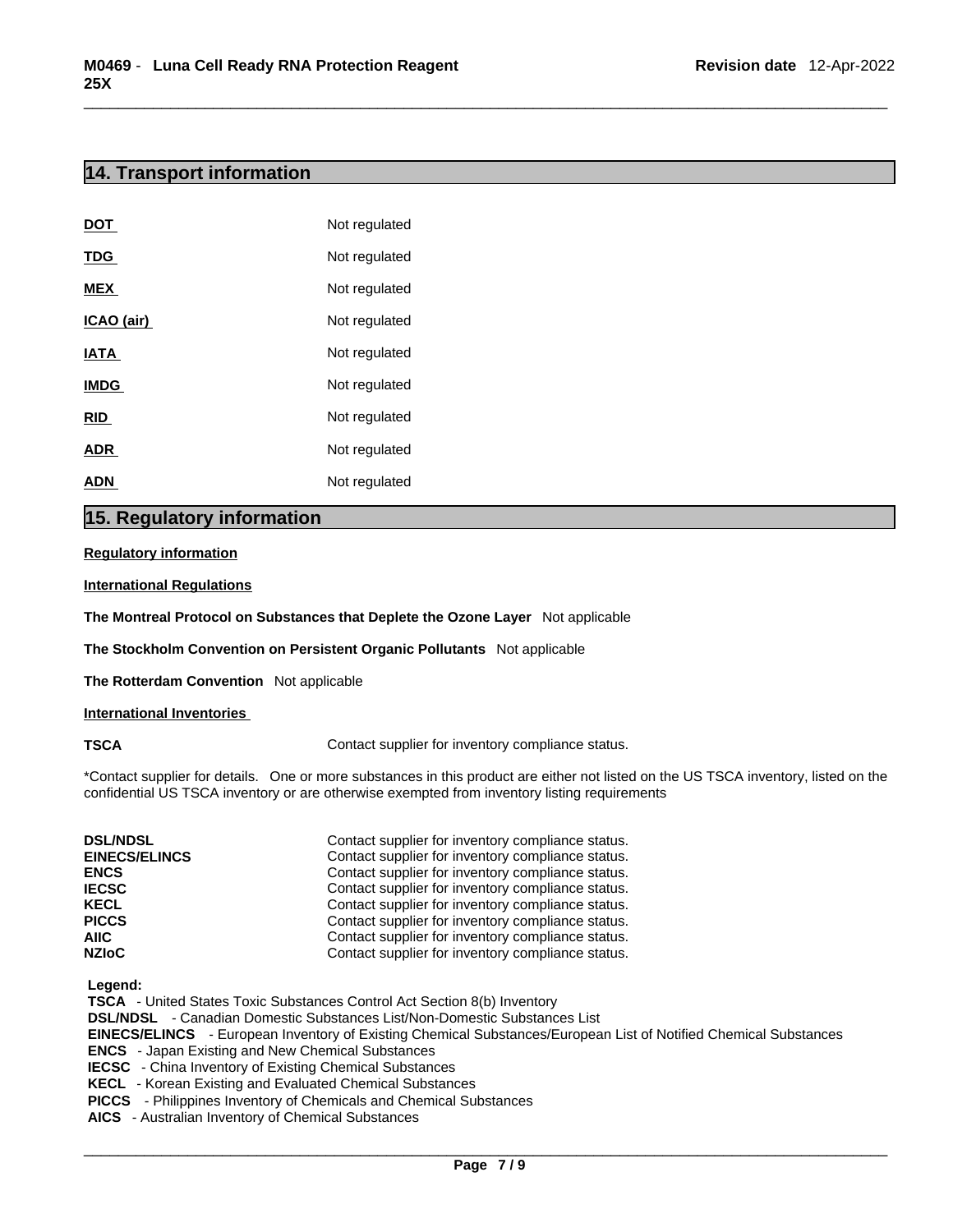## 14. Transport information

| | |
|---|---|
| **DOT** | Not regulated |
| **TDG** | Not regulated |
| **MEX** | Not regulated |
| **ICAO (air)** | Not regulated |
| **IATA** | Not regulated |
| **IMDG** | Not regulated |
| **RID** | Not regulated |
| **ADR** | Not regulated |
| **ADN** | Not regulated |

## 15. Regulatory information

**Regulatory information**

**International Regulations**

**The Montreal Protocol on Substances that Deplete the Ozone Layer** Not applicable

**The Stockholm Convention on Persistent Organic Pollutants** Not applicable

**The Rotterdam Convention** Not applicable

**International Inventories**

**TSCA** Contact supplier for inventory compliance status.

*Contact supplier for details. One or more substances in this product are either not listed on the US TSCA inventory, listed on the confidential US TSCA inventory or are otherwise exempted from inventory listing requirements

| | |
|---|---|
| **DSL/NDSL** | Contact supplier for inventory compliance status. |
| **EINECS/ELINCS** | Contact supplier for inventory compliance status. |
| **ENCS** | Contact supplier for inventory compliance status. |
| **IECSC** | Contact supplier for inventory compliance status. |
| **KECL** | Contact supplier for inventory compliance status. |
| **PICCS** | Contact supplier for inventory compliance status. |
| **AIIC** | Contact supplier for inventory compliance status. |
| **NZIoC** | Contact supplier for inventory compliance status. |

**Legend:**

**TSCA** - United States Toxic Substances Control Act Section 8(b) Inventory
**DSL/NDSL** - Canadian Domestic Substances List/Non-Domestic Substances List
**EINECS/ELINCS** - European Inventory of Existing Chemical Substances/European List of Notified Chemical Substances
**ENCS** - Japan Existing and New Chemical Substances
**IECSC** - China Inventory of Existing Chemical Substances
**KECL** - Korean Existing and Evaluated Chemical Substances
**PICCS** - Philippines Inventory of Chemicals and Chemical Substances
**AICS** - Australian Inventory of Chemical Substances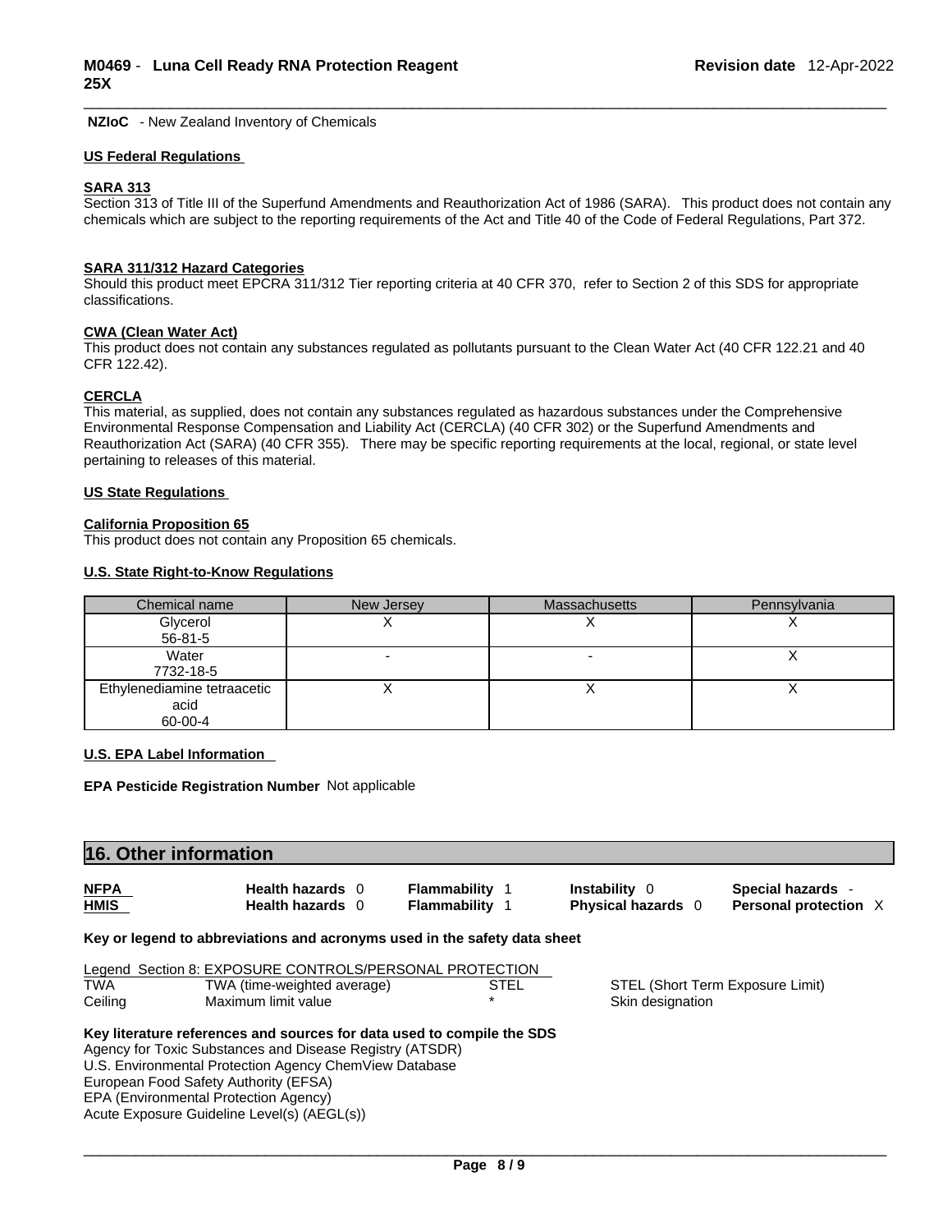**NZIoC** - New Zealand Inventory of Chemicals

**US Federal Regulations**

**SARA 313**

Section 313 of Title III of the Superfund Amendments and Reauthorization Act of 1986 (SARA). This product does not contain any chemicals which are subject to the reporting requirements of the Act and Title 40 of the Code of Federal Regulations, Part 372.

**SARA 311/312 Hazard Categories**

Should this product meet EPCRA 311/312 Tier reporting criteria at 40 CFR 370, refer to Section 2 of this SDS for appropriate classifications.

**CWA (Clean Water Act)**

This product does not contain any substances regulated as pollutants pursuant to the Clean Water Act (40 CFR 122.21 and 40 CFR 122.42).

**CERCLA**

This material, as supplied, does not contain any substances regulated as hazardous substances under the Comprehensive Environmental Response Compensation and Liability Act (CERCLA) (40 CFR 302) or the Superfund Amendments and Reauthorization Act (SARA) (40 CFR 355). There may be specific reporting requirements at the local, regional, or state level pertaining to releases of this material.

**US State Regulations**

**California Proposition 65**

This product does not contain any Proposition 65 chemicals.

**U.S. State Right-to-Know Regulations**

| Chemical name | New Jersey | Massachusetts | Pennsylvania |
|---|---|---|---|
| Glycerol 56-81-5 | X | X | X |
| Water 7732-18-5 | - | - | X |
| Ethylenediamine tetraacetic acid 60-00-4 | X | X | X |

**U.S. EPA Label Information**

**EPA Pesticide Registration Number** Not applicable

## 16. Other information

| | | | | |
|---|---|---|---|---|
| **NFPA** | **Health hazards** 0 | **Flammability** 1 | **Instability** 0 | **Special hazards** - |
| **HMIS** | **Health hazards** 0 | **Flammability** 1 | **Physical hazards** 0 | **Personal protection** X |

**Key or legend to abbreviations and acronyms used in the safety data sheet**

Legend Section 8: EXPOSURE CONTROLS/PERSONAL PROTECTION

| | | | |
|---|---|---|---|
| TWA | TWA (time-weighted average) | STEL | STEL (Short Term Exposure Limit) |
| Ceiling | Maximum limit value | * | Skin designation |

**Key literature references and sources for data used to compile the SDS**

Agency for Toxic Substances and Disease Registry (ATSDR)
U.S. Environmental Protection Agency ChemView Database
European Food Safety Authority (EFSA)
EPA (Environmental Protection Agency)
Acute Exposure Guideline Level(s) (AEGL(s))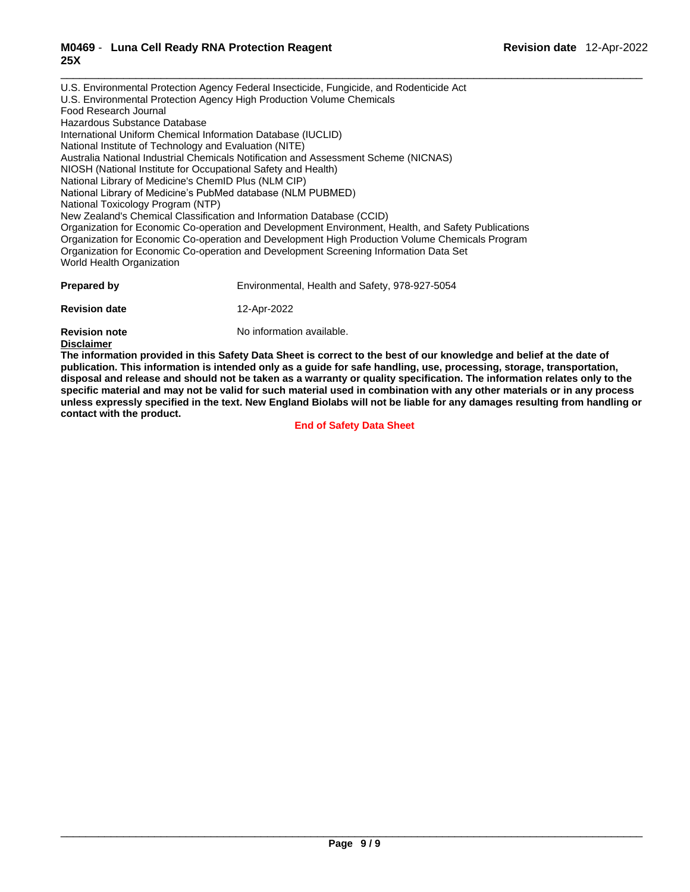U.S. Environmental Protection Agency Federal Insecticide, Fungicide, and Rodenticide Act
U.S. Environmental Protection Agency High Production Volume Chemicals
Food Research Journal
Hazardous Substance Database
International Uniform Chemical Information Database (IUCLID)
National Institute of Technology and Evaluation (NITE)
Australia National Industrial Chemicals Notification and Assessment Scheme (NICNAS)
NIOSH (National Institute for Occupational Safety and Health)
National Library of Medicine's ChemID Plus (NLM CIP)
National Library of Medicine's PubMed database (NLM PUBMED)
National Toxicology Program (NTP)
New Zealand's Chemical Classification and Information Database (CCID)
Organization for Economic Co-operation and Development Environment, Health, and Safety Publications
Organization for Economic Co-operation and Development High Production Volume Chemicals Program
Organization for Economic Co-operation and Development Screening Information Data Set
World Health Organization

**Prepared by** Environmental, Health and Safety, 978-927-5054

**Revision date** 12-Apr-2022

**Revision note** No information available.

**Disclaimer**

**The information provided in this Safety Data Sheet is correct to the best of our knowledge and belief at the date of publication. This information is intended only as a guide for safe handling, use, processing, storage, transportation, disposal and release and should not be taken as a warranty or quality specification. The information relates only to the specific material and may not be valid for such material used in combination with any other materials or in any process unless expressly specified in the text. New England Biolabs will not be liable for any damages resulting from handling or contact with the product.**

**End of Safety Data Sheet**